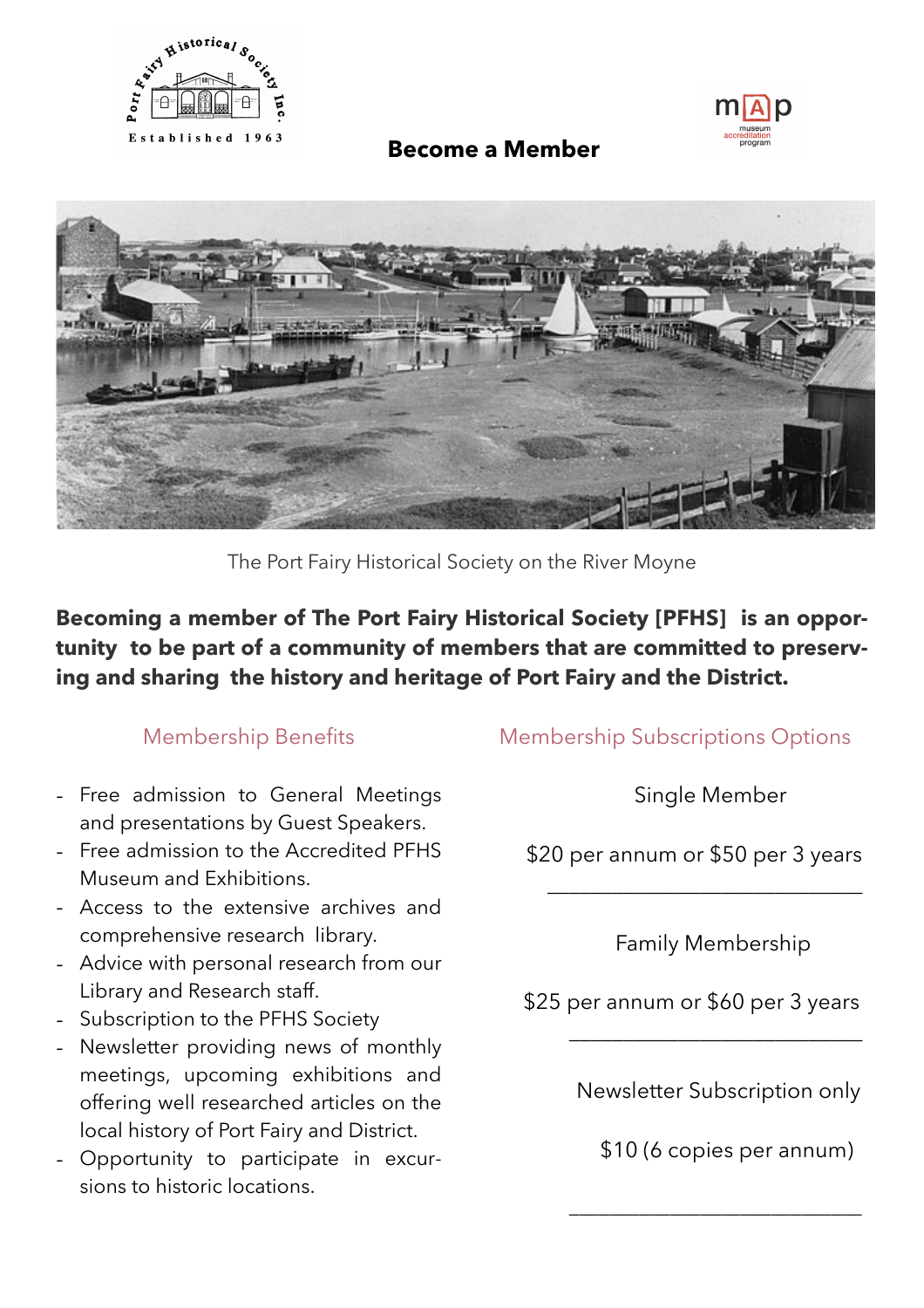# Become a Member

The Port Fairy Historical Society on the River Moyne

**Becoming a member of The Port Fairy Historical Society [PFHS] is an opportunity to be part of a community of members that are committed to preserving and sharing the history and heritage of Port Fairy and the District.**

## Membership Benefits

- Free admission to General Meetings and presentations by Guest Speakers.
- Free admission to the Accredited PFHS Museum and Exhibitions.
- Access to the extensive archives and comprehensive research library.
- Advice with personal research from our Library and Research staff.
- Subscription to the PFHS Society
- Newsletter providing news of monthly meetings, upcoming exhibitions and offering well researched articles on the local history of Port Fairy and District.
- Opportunity to participate in excursions to historic locations.

## Membership Subscriptions Options

Single Member

$20 per annum or $50 per 3 years

---

Family Membership

$25 per annum or $60 per 3 years

---

Newsletter Subscription only

$10 (6 copies per annum)

---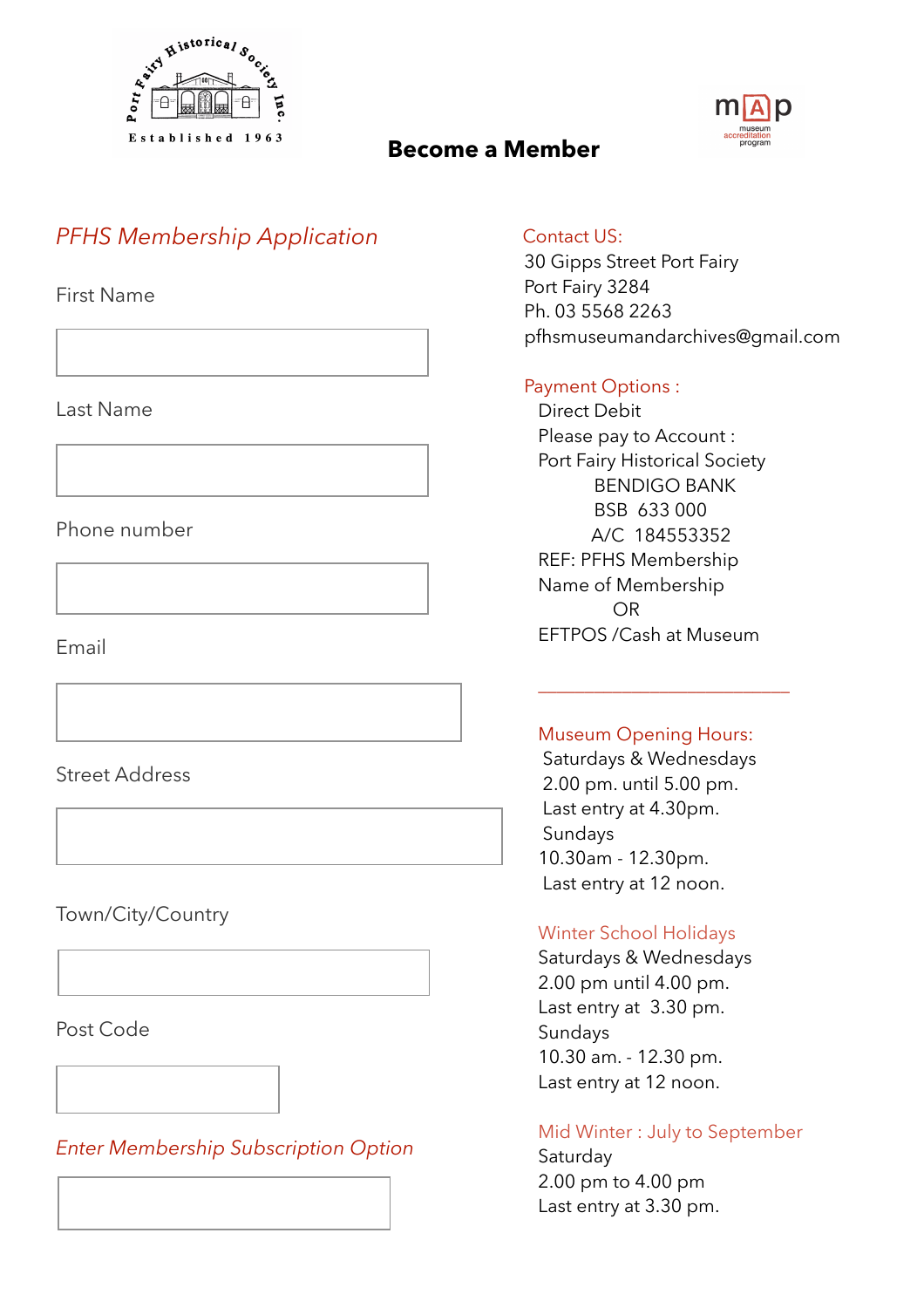Port Fairy Historical Society Inc.
Established 1963

museum accreditation program

# Become a Member

*PFHS Membership Application*

First Name

Last Name

Phone number

Email

Street Address

Town/City/Country

Post Code

*Enter Membership Subscription Option*

Contact US:
30 Gipps Street Port Fairy
Port Fairy 3284
Ph. 03 5568 2263
pfhsmuseumandarchives@gmail.com

Payment Options :
Direct Debit
Please pay to Account :
Port Fairy Historical Society
BENDIGO BANK
BSB 633 000
A/C 184553352
REF: PFHS Membership
Name of Membership
OR
EFTPOS /Cash at Museum

---

Museum Opening Hours:
Saturdays & Wednesdays
2.00 pm. until 5.00 pm.
Last entry at 4.30pm.
Sundays
10.30am - 12.30pm.
Last entry at 12 noon.

Winter School Holidays
Saturdays & Wednesdays
2.00 pm until 4.00 pm.
Last entry at 3.30 pm.
Sundays
10.30 am. - 12.30 pm.
Last entry at 12 noon.

Mid Winter : July to September
Saturday
2.00 pm to 4.00 pm
Last entry at 3.30 pm.